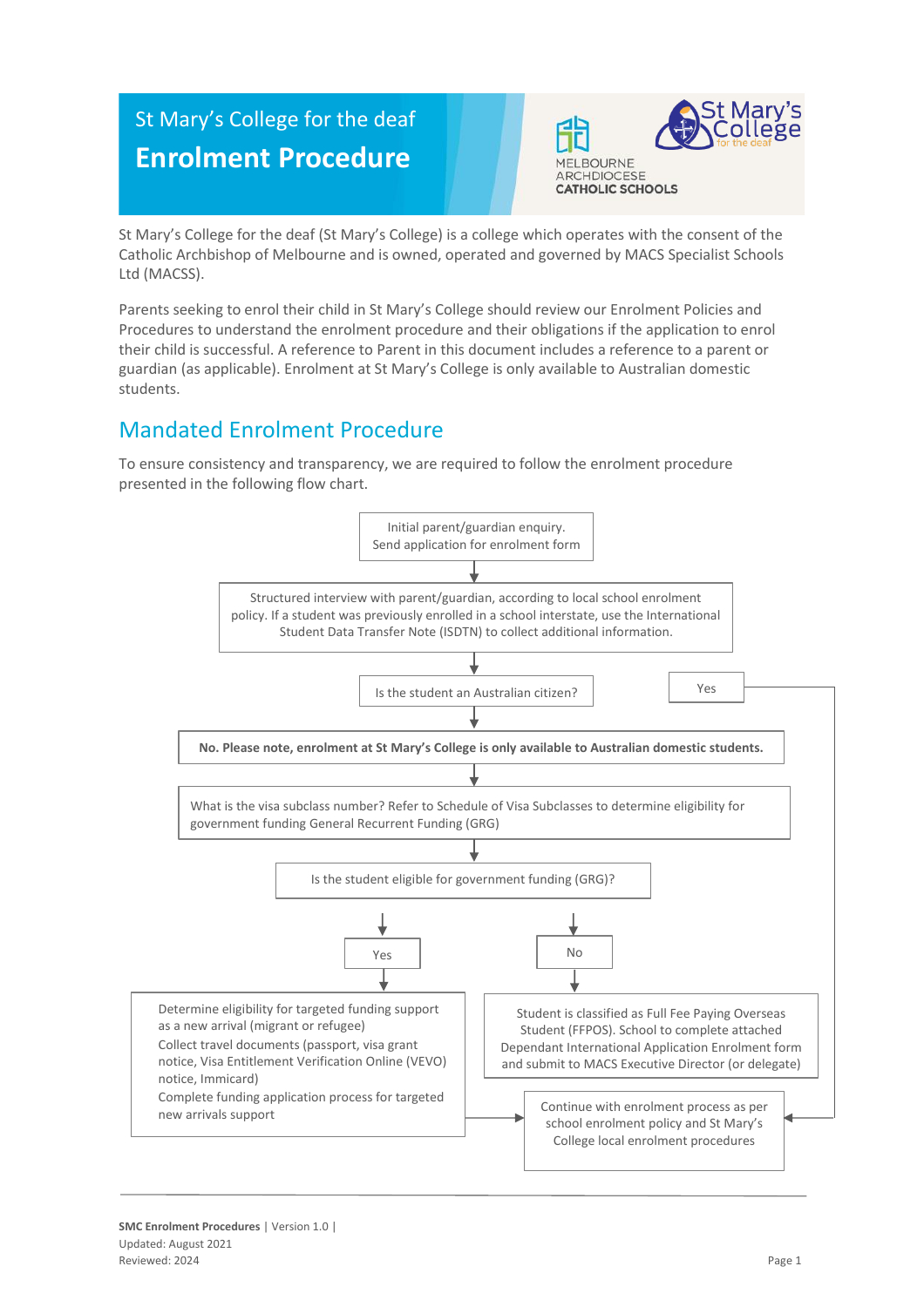# St Mary's College for the deaf

# Enrolment Procedure

MELBOURNE ARCHDIOCESE CATHOLIC SCHOOLS

St Mary's College for the deaf

St Mary's College for the deaf (St Mary's College) is a college which operates with the consent of the Catholic Archbishop of Melbourne and is owned, operated and governed by MACS Specialist Schools Ltd (MACSS).

Parents seeking to enrol their child in St Mary's College should review our Enrolment Policies and Procedures to understand the enrolment procedure and their obligations if the application to enrol their child is successful. A reference to Parent in this document includes a reference to a parent or guardian (as applicable). Enrolment at St Mary's College is only available to Australian domestic students.

## Mandated Enrolment Procedure

To ensure consistency and transparency, we are required to follow the enrolment procedure presented in the following flow chart.

Initial parent/guardian enquiry. Send application for enrolment form

↓

Structured interview with parent/guardian, according to local school enrolment policy. If a student was previously enrolled in a school interstate, use the International Student Data Transfer Note (ISDTN) to collect additional information.

↓

Is the student an Australian citizen?

- **Yes** → Continue with enrolment process as per school enrolment policy and St Mary's College local enrolment procedures

↓

**No. Please note, enrolment at St Mary's College is only available to Australian domestic students.**

↓

What is the visa subclass number? Refer to Schedule of Visa Subclasses to determine eligibility for government funding General Recurrent Funding (GRG)

↓

Is the student eligible for government funding (GRG)?

- **Yes** → Determine eligibility for targeted funding support as a new arrival (migrant or refugee)
  Collect travel documents (passport, visa grant notice, Visa Entitlement Verification Online (VEVO) notice, Immicard)
  Complete funding application process for targeted new arrivals support
  → Continue with enrolment process as per school enrolment policy and St Mary's College local enrolment procedures
- **No** → Student is classified as Full Fee Paying Overseas Student (FFPOS). School to complete attached Dependant International Application Enrolment form and submit to MACS Executive Director (or delegate)

SMC Enrolment Procedures | Version 1.0 |
Updated: August 2021
Reviewed: 2024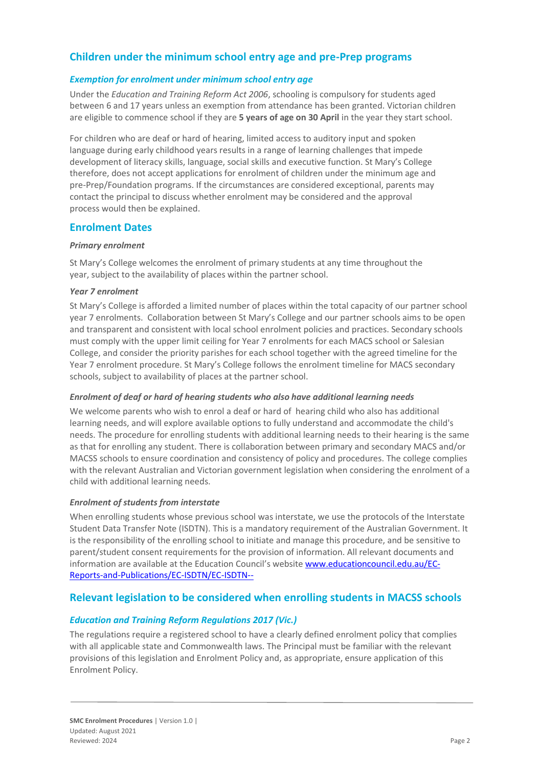## Children under the minimum school entry age and pre-Prep programs

### *Exemption for enrolment under minimum school entry age*

Under the *Education and Training Reform Act 2006*, schooling is compulsory for students aged between 6 and 17 years unless an exemption from attendance has been granted. Victorian children are eligible to commence school if they are **5 years of age on 30 April** in the year they start school.

For children who are deaf or hard of hearing, limited access to auditory input and spoken language during early childhood years results in a range of learning challenges that impede development of literacy skills, language, social skills and executive function. St Mary's College therefore, does not accept applications for enrolment of children under the minimum age and pre-Prep/Foundation programs. If the circumstances are considered exceptional, parents may contact the principal to discuss whether enrolment may be considered and the approval process would then be explained.

## Enrolment Dates

#### *Primary enrolment*

St Mary's College welcomes the enrolment of primary students at any time throughout the year, subject to the availability of places within the partner school.

#### *Year 7 enrolment*

St Mary's College is afforded a limited number of places within the total capacity of our partner school year 7 enrolments. Collaboration between St Mary's College and our partner schools aims to be open and transparent and consistent with local school enrolment policies and practices. Secondary schools must comply with the upper limit ceiling for Year 7 enrolments for each MACS school or Salesian College, and consider the priority parishes for each school together with the agreed timeline for the Year 7 enrolment procedure. St Mary's College follows the enrolment timeline for MACS secondary schools, subject to availability of places at the partner school.

#### *Enrolment of deaf or hard of hearing students who also have additional learning needs*

We welcome parents who wish to enrol a deaf or hard of hearing child who also has additional learning needs, and will explore available options to fully understand and accommodate the child's needs. The procedure for enrolling students with additional learning needs to their hearing is the same as that for enrolling any student. There is collaboration between primary and secondary MACS and/or MACSS schools to ensure coordination and consistency of policy and procedures. The college complies with the relevant Australian and Victorian government legislation when considering the enrolment of a child with additional learning needs.

#### *Enrolment of students from interstate*

When enrolling students whose previous school was interstate, we use the protocols of the Interstate Student Data Transfer Note (ISDTN). This is a mandatory requirement of the Australian Government. It is the responsibility of the enrolling school to initiate and manage this procedure, and be sensitive to parent/student consent requirements for the provision of information. All relevant documents and information are available at the Education Council's website [www.educationcouncil.edu.au/EC-Reports-and-Publications/EC-ISDTN/EC-ISDTN--](www.educationcouncil.edu.au/EC-Reports-and-Publications/EC-ISDTN/EC-ISDTN--)

## Relevant legislation to be considered when enrolling students in MACSS schools

### *Education and Training Reform Regulations 2017 (Vic.)*

The regulations require a registered school to have a clearly defined enrolment policy that complies with all applicable state and Commonwealth laws. The Principal must be familiar with the relevant provisions of this legislation and Enrolment Policy and, as appropriate, ensure application of this Enrolment Policy.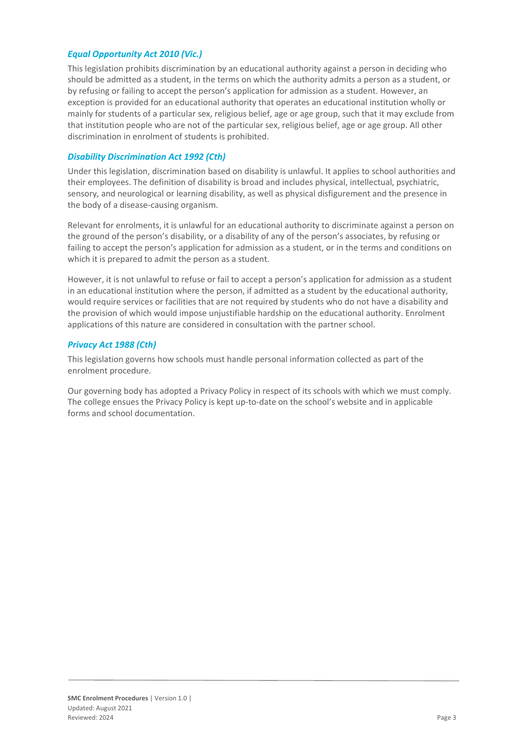### *Equal Opportunity Act 2010 (Vic.)*

This legislation prohibits discrimination by an educational authority against a person in deciding who should be admitted as a student, in the terms on which the authority admits a person as a student, or by refusing or failing to accept the person's application for admission as a student. However, an exception is provided for an educational authority that operates an educational institution wholly or mainly for students of a particular sex, religious belief, age or age group, such that it may exclude from that institution people who are not of the particular sex, religious belief, age or age group. All other discrimination in enrolment of students is prohibited.

### *Disability Discrimination Act 1992 (Cth)*

Under this legislation, discrimination based on disability is unlawful. It applies to school authorities and their employees. The definition of disability is broad and includes physical, intellectual, psychiatric, sensory, and neurological or learning disability, as well as physical disfigurement and the presence in the body of a disease-causing organism.

Relevant for enrolments, it is unlawful for an educational authority to discriminate against a person on the ground of the person's disability, or a disability of any of the person's associates, by refusing or failing to accept the person's application for admission as a student, or in the terms and conditions on which it is prepared to admit the person as a student.

However, it is not unlawful to refuse or fail to accept a person's application for admission as a student in an educational institution where the person, if admitted as a student by the educational authority, would require services or facilities that are not required by students who do not have a disability and the provision of which would impose unjustifiable hardship on the educational authority. Enrolment applications of this nature are considered in consultation with the partner school.

### *Privacy Act 1988 (Cth)*

This legislation governs how schools must handle personal information collected as part of the enrolment procedure.

Our governing body has adopted a Privacy Policy in respect of its schools with which we must comply. The college ensues the Privacy Policy is kept up-to-date on the school's website and in applicable forms and school documentation.